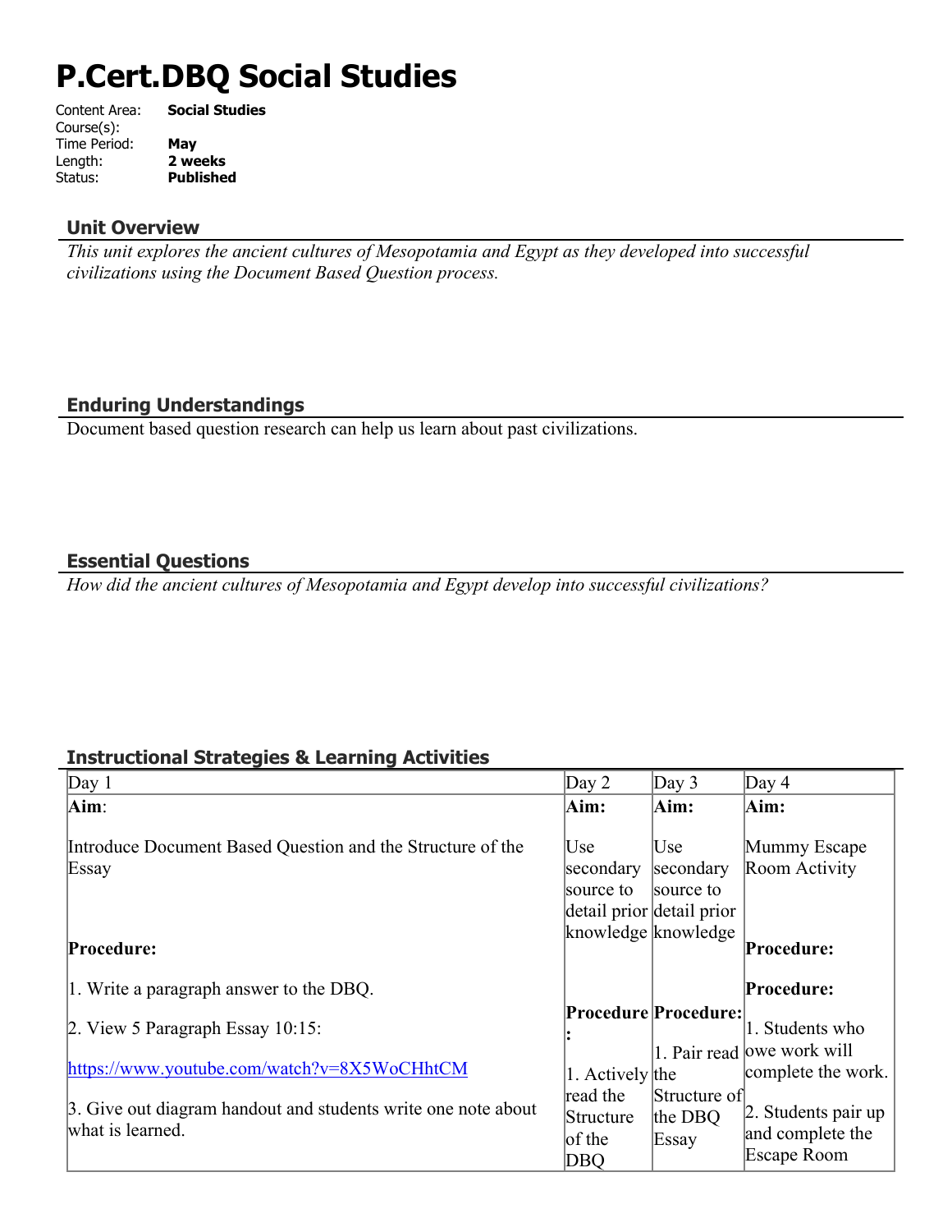# P.Cert.DBQ Social Studies

Content Area: **Social Studies**
Course(s):
Time Period: **May**
Length: **2 weeks**
Status: **Published**

## Unit Overview

*This unit explores the ancient cultures of Mesopotamia and Egypt as they developed into successful civilizations using the Document Based Question process.*

## Enduring Understandings

Document based question research can help us learn about past civilizations.

## Essential Questions

*How did the ancient cultures of Mesopotamia and Egypt develop into successful civilizations?*

## Instructional Strategies & Learning Activities

| Day 1 | Day 2 | Day 3 | Day 4 |
|---|---|---|---|
| **Aim**:<br><br>Introduce Document Based Question and the Structure of the Essay<br><br>**Procedure:**<br><br>1. Write a paragraph answer to the DBQ.<br><br>2. View 5 Paragraph Essay 10:15:<br><br>https://www.youtube.com/watch?v=8X5WoCHhtCM<br><br>3. Give out diagram handout and students write one note about what is learned. | **Aim:**<br><br>Use secondary source to detail prior knowledge<br><br>**Procedure:**<br><br>1. Actively read the Structure of the DBQ | **Aim:**<br><br>Use secondary source to detail prior knowledge<br><br>**Procedure:**<br><br>1. Pair read the Structure of the DBQ Essay | **Aim:**<br><br>Mummy Escape Room Activity<br><br>**Procedure:**<br><br>**Procedure:**<br><br>1. Students who owe work will complete the work.<br><br>2. Students pair up and complete the Escape Room |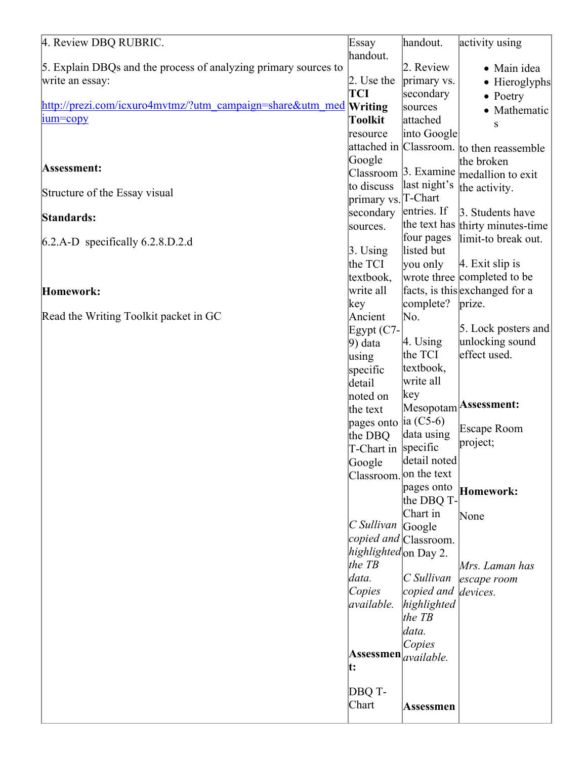| | | | |
|---|---|---|---|
| 4. Review DBQ RUBRIC.<br><br>5. Explain DBQs and the process of analyzing primary sources to write an essay:<br><br>[http://prezi.com/icxuro4mvtmz/?utm_campaign=share&utm_medium=copy](http://prezi.com/icxuro4mvtmz/?utm_campaign=share&utm_medium=copy)<br><br>**Assessment:**<br><br>Structure of the Essay visual<br><br>**Standards:**<br><br>6.2.A-D specifically 6.2.8.D.2.d<br><br>**Homework:**<br><br>Read the Writing Toolkit packet in GC | Essay handout.<br><br>2. Use the **TCI Writing Toolkit** resource attached in Google Classroom to discuss primary vs. secondary sources.<br><br>3. Using the TCI textbook, write all key Ancient Egypt (C7-9) data using specific detail noted on the text pages onto the DBQ T-Chart in Google Classroom.<br><br>*C Sullivan copied and highlighted the TB data. Copies available.*<br><br>**Assessment:**<br><br>DBQ T-Chart | handout.<br><br>2. Review primary vs. secondary sources attached into Google Classroom.<br><br>3. Examine last night's T-Chart entries. If the text has four pages listed but you only wrote three facts, is this complete? No.<br><br>4. Using the TCI textbook, write all key Mesopotamia (C5-6) data using specific detail noted on the text pages onto the DBQ T-Chart in Google Classroom. on Day 2.<br><br>*C Sullivan copied and highlighted the TB data. Copies available.*<br><br>**Assessmen** | activity using<br><br>• Main idea<br>• Hieroglyphs<br>• Poetry<br>• Mathematics<br><br>to then reassemble the broken medallion to exit the activity.<br><br>3. Students have thirty minutes-time limit-to break out.<br><br>4. Exit slip is completed to be exchanged for a prize.<br><br>5. Lock posters and unlocking sound effect used.<br><br>**Assessment:**<br><br>Escape Room project;<br><br>**Homework:**<br><br>None<br><br>*Mrs. Laman has escape room devices.* |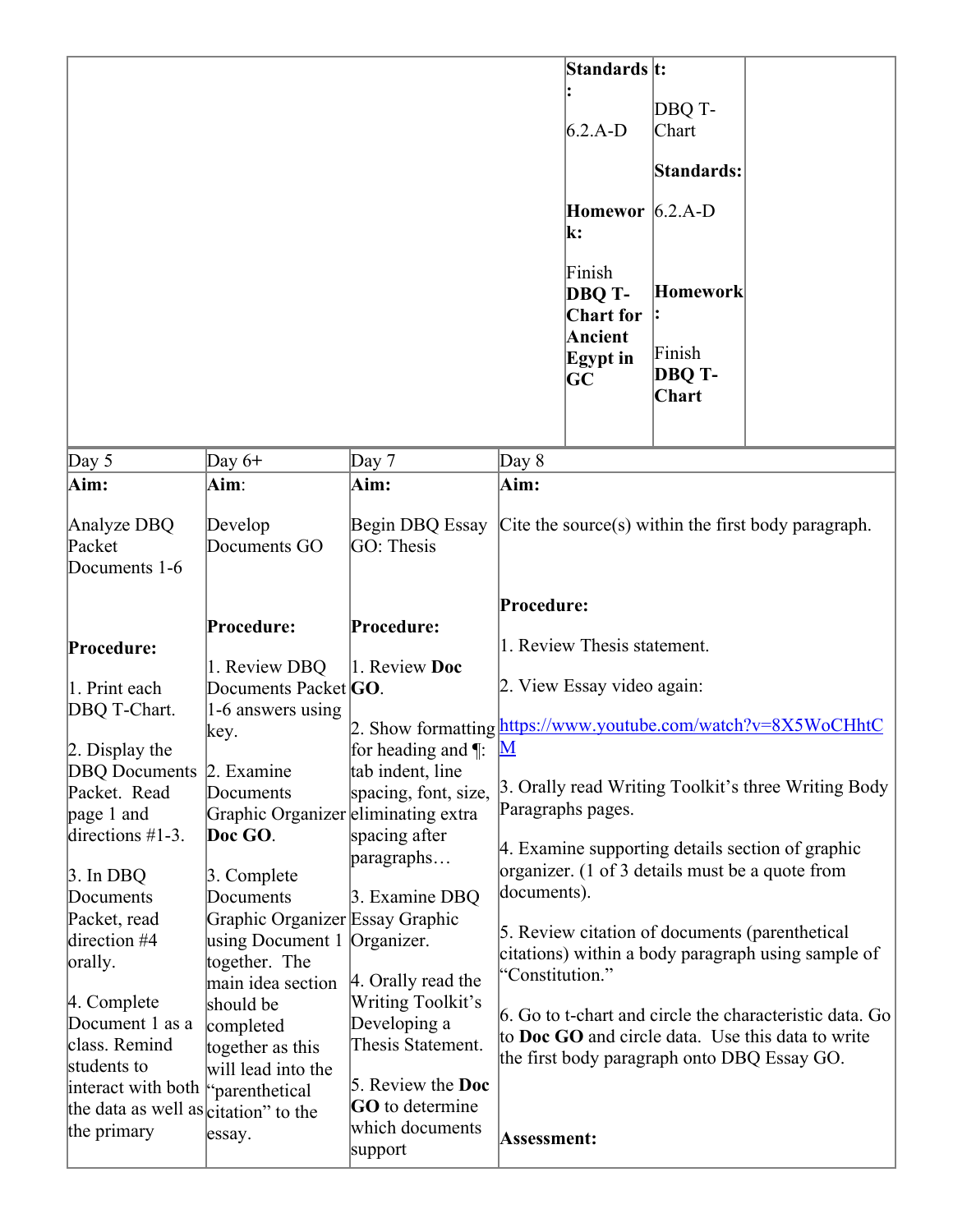| | Standards:<br><br>6.2.A-D<br><br>**Homework:**<br><br>Finish **DBQ T-Chart for Ancient Egypt in GC** | t:<br><br>DBQ T-Chart<br><br>**Standards:**<br><br>6.2.A-D<br><br>**Homework:**<br><br>Finish **DBQ T-Chart** | |
|---|---|---|---|

| Day 5 | Day 6+ | Day 7 | Day 8 |
|---|---|---|---|
| **Aim:**<br><br>Analyze DBQ Packet Documents 1-6<br><br>**Procedure:**<br><br>1. Print each DBQ T-Chart.<br><br>2. Display the DBQ Documents Packet. Read page 1 and directions #1-3.<br><br>3. In DBQ Documents Packet, read direction #4 orally.<br><br>4. Complete Document 1 as a class. Remind students to interact with both the data as well as the primary | **Aim**:<br><br>Develop Documents GO<br><br>**Procedure:**<br><br>1. Review DBQ Documents Packet 1-6 answers using key.<br><br>2. Examine Documents Graphic Organizer **Doc GO**.<br><br>3. Complete Documents Graphic Organizer using Document 1 together. The main idea section should be completed together as this will lead into the "parenthetical citation" to the essay. | **Aim:**<br><br>Begin DBQ Essay GO: Thesis<br><br>**Procedure:**<br><br>1. Review **Doc GO**.<br><br>2. Show formatting for heading and ¶: tab indent, line spacing, font, size, eliminating extra spacing after paragraphs…<br><br>3. Examine DBQ Essay Graphic Organizer.<br><br>4. Orally read the Writing Toolkit's Developing a Thesis Statement.<br><br>5. Review the **Doc GO** to determine which documents support | **Aim:**<br><br>Cite the source(s) within the first body paragraph.<br><br>**Procedure:**<br><br>1. Review Thesis statement.<br><br>2. View Essay video again:<br><br>https://www.youtube.com/watch?v=8X5WoCHhtCM<br><br>3. Orally read Writing Toolkit's three Writing Body Paragraphs pages.<br><br>4. Examine supporting details section of graphic organizer. (1 of 3 details must be a quote from documents).<br><br>5. Review citation of documents (parenthetical citations) within a body paragraph using sample of "Constitution."<br><br>6. Go to t-chart and circle the characteristic data. Go to **Doc GO** and circle data. Use this data to write the first body paragraph onto DBQ Essay GO.<br><br>**Assessment:** |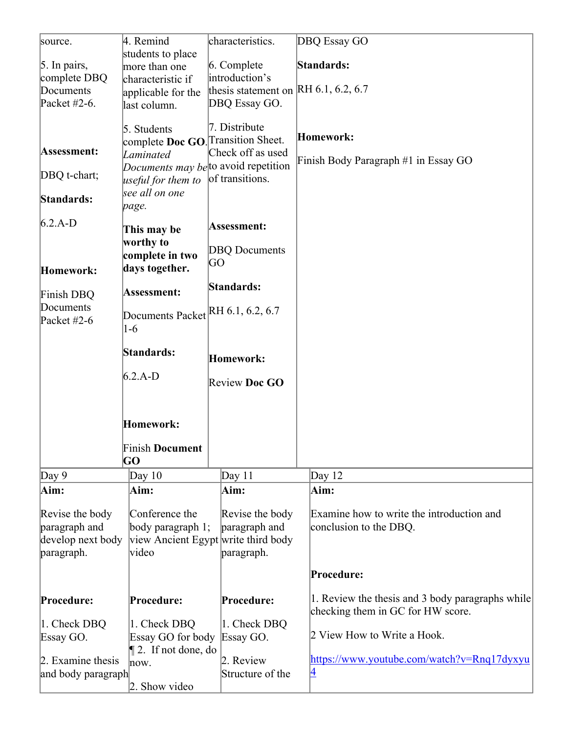| source.<br><br>5. In pairs, complete DBQ Documents Packet #2-6.<br><br>**Assessment:**<br><br>DBQ t-chart;<br><br>**Standards:**<br><br>6.2.A-D<br><br>**Homework:**<br><br>Finish DBQ Documents Packet #2-6 | 4. Remind students to place more than one characteristic if applicable for the last column.<br><br>5. Students complete **Doc GO**. *Laminated Documents may be useful for them to see all on one page.*<br><br>**This may be worthy to complete in two days together.**<br><br>**Assessment:**<br><br>Documents Packet 1-6<br><br>**Standards:**<br><br>6.2.A-D<br><br>**Homework:**<br><br>Finish **Document GO** | characteristics.<br><br>6. Complete introduction's thesis statement on DBQ Essay GO.<br><br>7. Distribute Transition Sheet. Check off as used to avoid repetition of transitions.<br><br>**Assessment:**<br><br>DBQ Documents GO<br><br>**Standards:**<br><br>RH 6.1, 6.2, 6.7<br><br>**Homework:**<br><br>Review **Doc GO** | DBQ Essay GO<br><br>**Standards:**<br><br>RH 6.1, 6.2, 6.7<br><br>**Homework:**<br><br>Finish Body Paragraph #1 in Essay GO |
|---|---|---|---|

| Day 9 | Day 10 | Day 11 | Day 12 |
|---|---|---|---|
| **Aim:**<br><br>Revise the body paragraph and develop next body paragraph.<br><br>**Procedure:**<br><br>1. Check DBQ Essay GO.<br><br>2. Examine thesis and body paragraph | **Aim:**<br><br>Conference the body paragraph 1; view Ancient Egypt video<br><br>**Procedure:**<br><br>1. Check DBQ Essay GO for body ¶ 2. If not done, do now.<br><br>2. Show video | **Aim:**<br><br>Revise the body paragraph and write third body paragraph.<br><br>**Procedure:**<br><br>1. Check DBQ Essay GO.<br><br>2. Review Structure of the | **Aim:**<br><br>Examine how to write the introduction and conclusion to the DBQ.<br><br>**Procedure:**<br><br>1. Review the thesis and 3 body paragraphs while checking them in GC for HW score.<br><br>2 View How to Write a Hook.<br><br>https://www.youtube.com/watch?v=Rnq17dyxyu4 |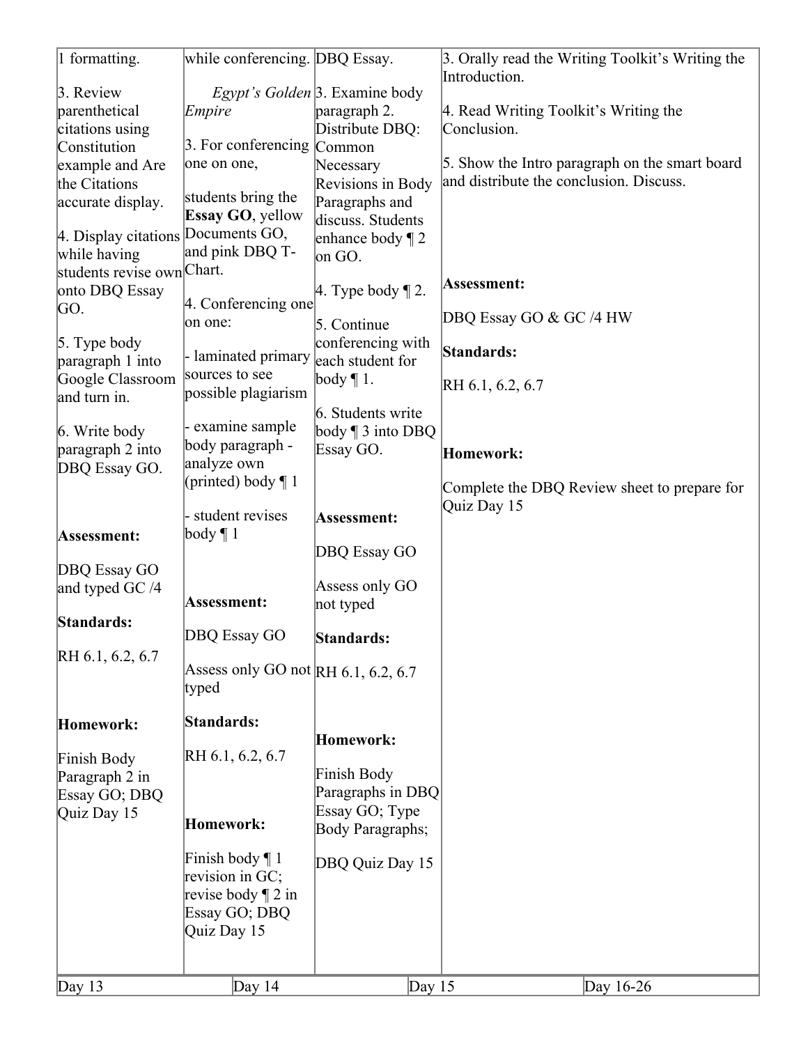| | | | |
|---|---|---|---|
| 1 formatting.<br><br>3. Review parenthetical citations using Constitution example and Are the Citations accurate display.<br><br>4. Display citations while having students revise own onto DBQ Essay GO.<br><br>5. Type body paragraph 1 into Google Classroom and turn in.<br><br>6. Write body paragraph 2 into DBQ Essay GO.<br><br>**Assessment:**<br><br>DBQ Essay GO and typed GC /4<br><br>**Standards:**<br><br>RH 6.1, 6.2, 6.7<br><br>**Homework:**<br><br>Finish Body Paragraph 2 in Essay GO; DBQ Quiz Day 15 | while conferencing. *Egypt's Golden Empire*<br><br>3. For conferencing one on one, students bring the **Essay GO**, yellow Documents GO, and pink DBQ T-Chart.<br><br>4. Conferencing one on one:<br><br>- laminated primary sources to see possible plagiarism<br><br>- examine sample body paragraph - analyze own (printed) body ¶ 1<br><br>- student revises body ¶ 1<br><br>**Assessment:**<br><br>DBQ Essay GO<br><br>Assess only GO not typed<br><br>**Standards:**<br><br>RH 6.1, 6.2, 6.7<br><br>**Homework:**<br><br>Finish body ¶ 1 revision in GC; revise body ¶ 2 in Essay GO; DBQ Quiz Day 15 | DBQ Essay.<br><br>3. Examine body paragraph 2. Distribute DBQ: Common Necessary Revisions in Body Paragraphs and discuss. Students enhance body ¶ 2 on GO.<br><br>4. Type body ¶ 2.<br><br>5. Continue conferencing with each student for body ¶ 1.<br><br>6. Students write body ¶ 3 into DBQ Essay GO.<br><br>**Assessment:**<br><br>DBQ Essay GO<br><br>Assess only GO not typed<br><br>**Standards:**<br><br>RH 6.1, 6.2, 6.7<br><br>**Homework:**<br><br>Finish Body Paragraphs in DBQ Essay GO; Type Body Paragraphs;<br><br>DBQ Quiz Day 15 | 3. Orally read the Writing Toolkit's Writing the Introduction.<br><br>4. Read Writing Toolkit's Writing the Conclusion.<br><br>5. Show the Intro paragraph on the smart board and distribute the conclusion. Discuss.<br><br>**Assessment:**<br><br>DBQ Essay GO & GC /4 HW<br><br>**Standards:**<br><br>RH 6.1, 6.2, 6.7<br><br>**Homework:**<br><br>Complete the DBQ Review sheet to prepare for Quiz Day 15 |

| Day 13 | Day 14 | Day 15 | Day 16-26 |
|---|---|---|---|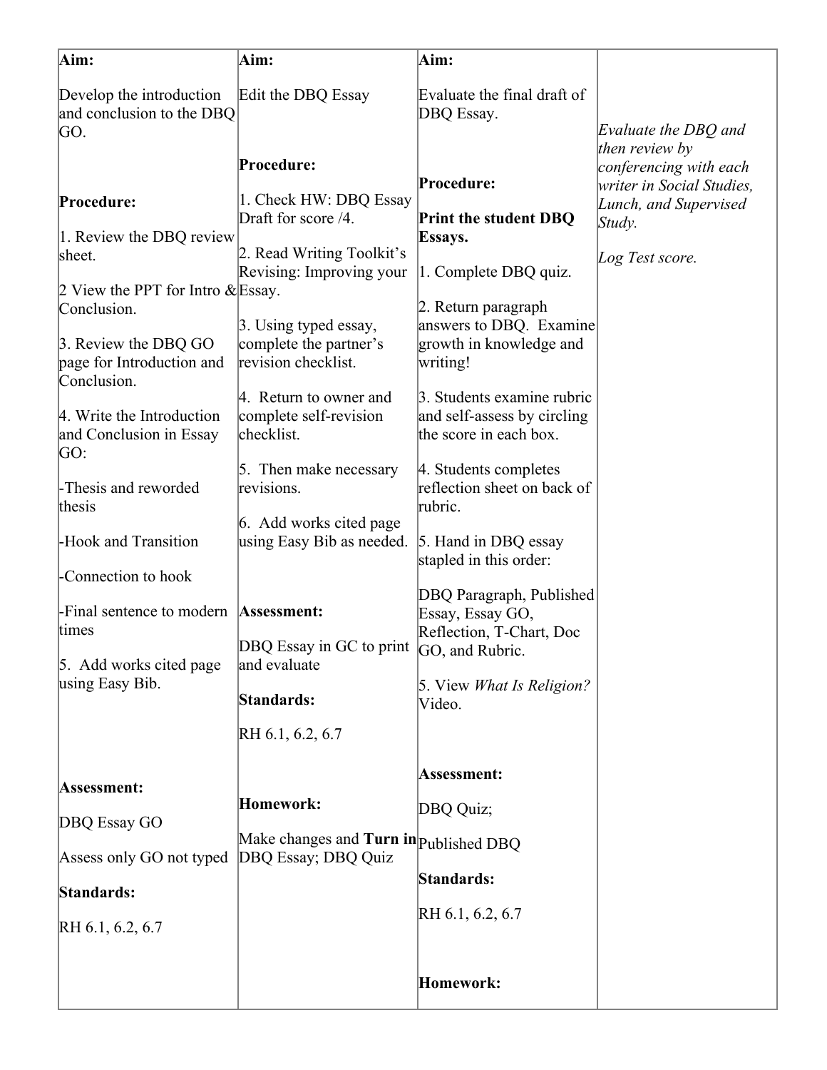| **Aim:**<br><br>Develop the introduction and conclusion to the DBQ GO.<br><br>**Procedure:**<br><br>1. Review the DBQ review sheet.<br><br>2 View the PPT for Intro & Conclusion.<br><br>3. Review the DBQ GO page for Introduction and Conclusion.<br><br>4. Write the Introduction and Conclusion in Essay GO:<br><br>-Thesis and reworded thesis<br><br>-Hook and Transition<br><br>-Connection to hook<br><br>-Final sentence to modern times<br><br>5. Add works cited page using Easy Bib.<br><br>**Assessment:**<br><br>DBQ Essay GO<br><br>Assess only GO not typed<br><br>**Standards:**<br><br>RH 6.1, 6.2, 6.7 | **Aim:**<br><br>Edit the DBQ Essay<br><br>**Procedure:**<br><br>1. Check HW: DBQ Essay Draft for score /4.<br><br>2. Read Writing Toolkit's Revising: Improving your Essay.<br><br>3. Using typed essay, complete the partner's revision checklist.<br><br>4. Return to owner and complete self-revision checklist.<br><br>5. Then make necessary revisions.<br><br>6. Add works cited page using Easy Bib as needed.<br><br>**Assessment:**<br><br>DBQ Essay in GC to print and evaluate<br><br>**Standards:**<br><br>RH 6.1, 6.2, 6.7<br><br>**Homework:**<br><br>Make changes and **Turn in** DBQ Essay; DBQ Quiz | **Aim:**<br><br>Evaluate the final draft of DBQ Essay.<br><br>**Procedure:**<br><br>**Print the student DBQ Essays.**<br><br>1. Complete DBQ quiz.<br><br>2. Return paragraph answers to DBQ. Examine growth in knowledge and writing!<br><br>3. Students examine rubric and self-assess by circling the score in each box.<br><br>4. Students completes reflection sheet on back of rubric.<br><br>5. Hand in DBQ essay stapled in this order:<br><br>DBQ Paragraph, Published Essay, Essay GO, Reflection, T-Chart, Doc GO, and Rubric.<br><br>5. View *What Is Religion?* Video.<br><br>**Assessment:**<br><br>DBQ Quiz;<br><br>Published DBQ<br><br>**Standards:**<br><br>RH 6.1, 6.2, 6.7<br><br>**Homework:** | *Evaluate the DBQ and then review by conferencing with each writer in Social Studies, Lunch, and Supervised Study.*<br><br>*Log Test score.* |
|---|---|---|---|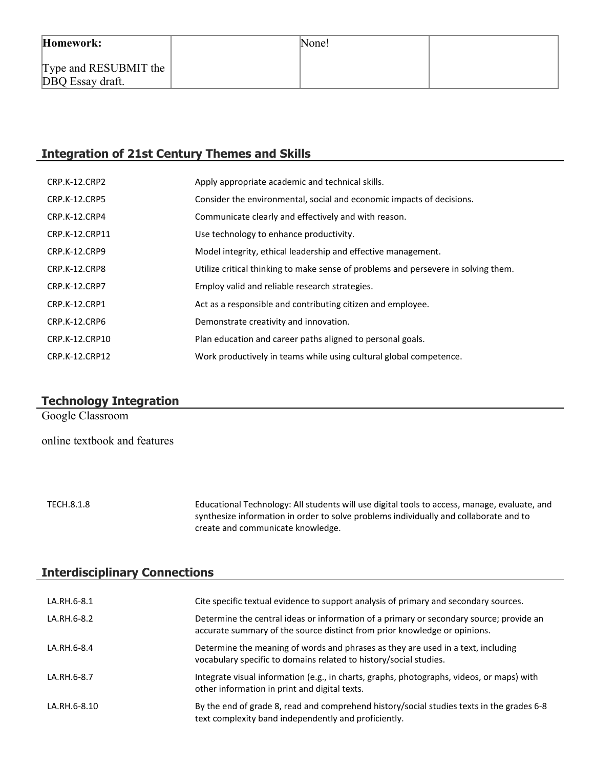| **Homework:**<br><br>Type and RESUBMIT the DBQ Essay draft. | | None! | |
|---|---|---|---|

## Integration of 21st Century Themes and Skills

| | |
|---|---|
| CRP.K-12.CRP2 | Apply appropriate academic and technical skills. |
| CRP.K-12.CRP5 | Consider the environmental, social and economic impacts of decisions. |
| CRP.K-12.CRP4 | Communicate clearly and effectively and with reason. |
| CRP.K-12.CRP11 | Use technology to enhance productivity. |
| CRP.K-12.CRP9 | Model integrity, ethical leadership and effective management. |
| CRP.K-12.CRP8 | Utilize critical thinking to make sense of problems and persevere in solving them. |
| CRP.K-12.CRP7 | Employ valid and reliable research strategies. |
| CRP.K-12.CRP1 | Act as a responsible and contributing citizen and employee. |
| CRP.K-12.CRP6 | Demonstrate creativity and innovation. |
| CRP.K-12.CRP10 | Plan education and career paths aligned to personal goals. |
| CRP.K-12.CRP12 | Work productively in teams while using cultural global competence. |

## Technology Integration

Google Classroom

online textbook and features

| | |
|---|---|
| TECH.8.1.8 | Educational Technology: All students will use digital tools to access, manage, evaluate, and synthesize information in order to solve problems individually and collaborate and to create and communicate knowledge. |

## Interdisciplinary Connections

| | |
|---|---|
| LA.RH.6-8.1 | Cite specific textual evidence to support analysis of primary and secondary sources. |
| LA.RH.6-8.2 | Determine the central ideas or information of a primary or secondary source; provide an accurate summary of the source distinct from prior knowledge or opinions. |
| LA.RH.6-8.4 | Determine the meaning of words and phrases as they are used in a text, including vocabulary specific to domains related to history/social studies. |
| LA.RH.6-8.7 | Integrate visual information (e.g., in charts, graphs, photographs, videos, or maps) with other information in print and digital texts. |
| LA.RH.6-8.10 | By the end of grade 8, read and comprehend history/social studies texts in the grades 6-8 text complexity band independently and proficiently. |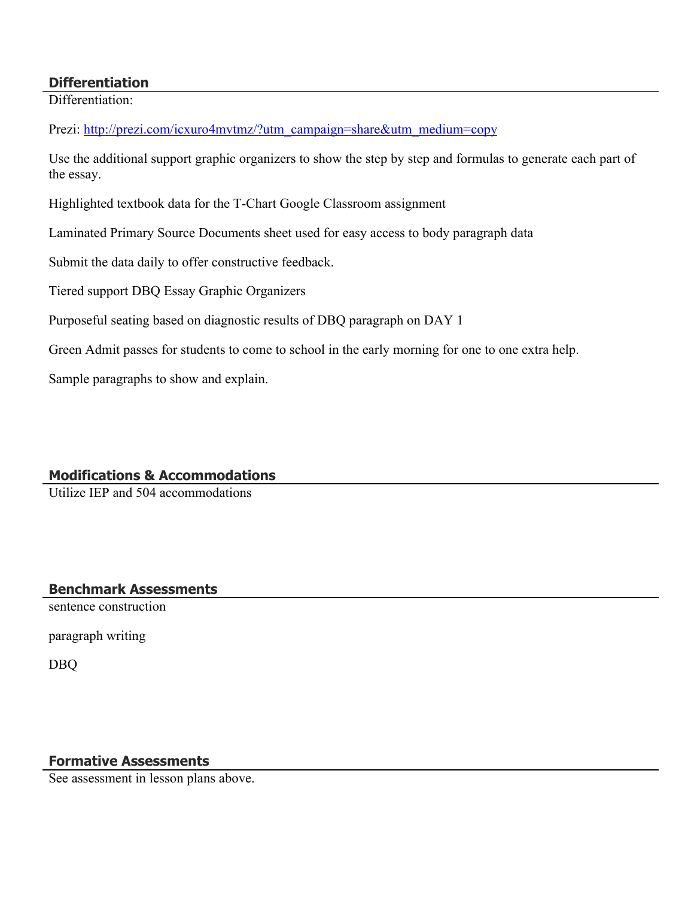## Differentiation

Differentiation:

Prezi: [http://prezi.com/icxuro4mvtmz/?utm_campaign=share&utm_medium=copy](http://prezi.com/icxuro4mvtmz/?utm_campaign=share&utm_medium=copy)

Use the additional support graphic organizers to show the step by step and formulas to generate each part of the essay.

Highlighted textbook data for the T-Chart Google Classroom assignment

Laminated Primary Source Documents sheet used for easy access to body paragraph data

Submit the data daily to offer constructive feedback.

Tiered support DBQ Essay Graphic Organizers

Purposeful seating based on diagnostic results of DBQ paragraph on DAY 1

Green Admit passes for students to come to school in the early morning for one to one extra help.

Sample paragraphs to show and explain.

## Modifications & Accommodations

Utilize IEP and 504 accommodations

## Benchmark Assessments

sentence construction

paragraph writing

DBQ

## Formative Assessments

See assessment in lesson plans above.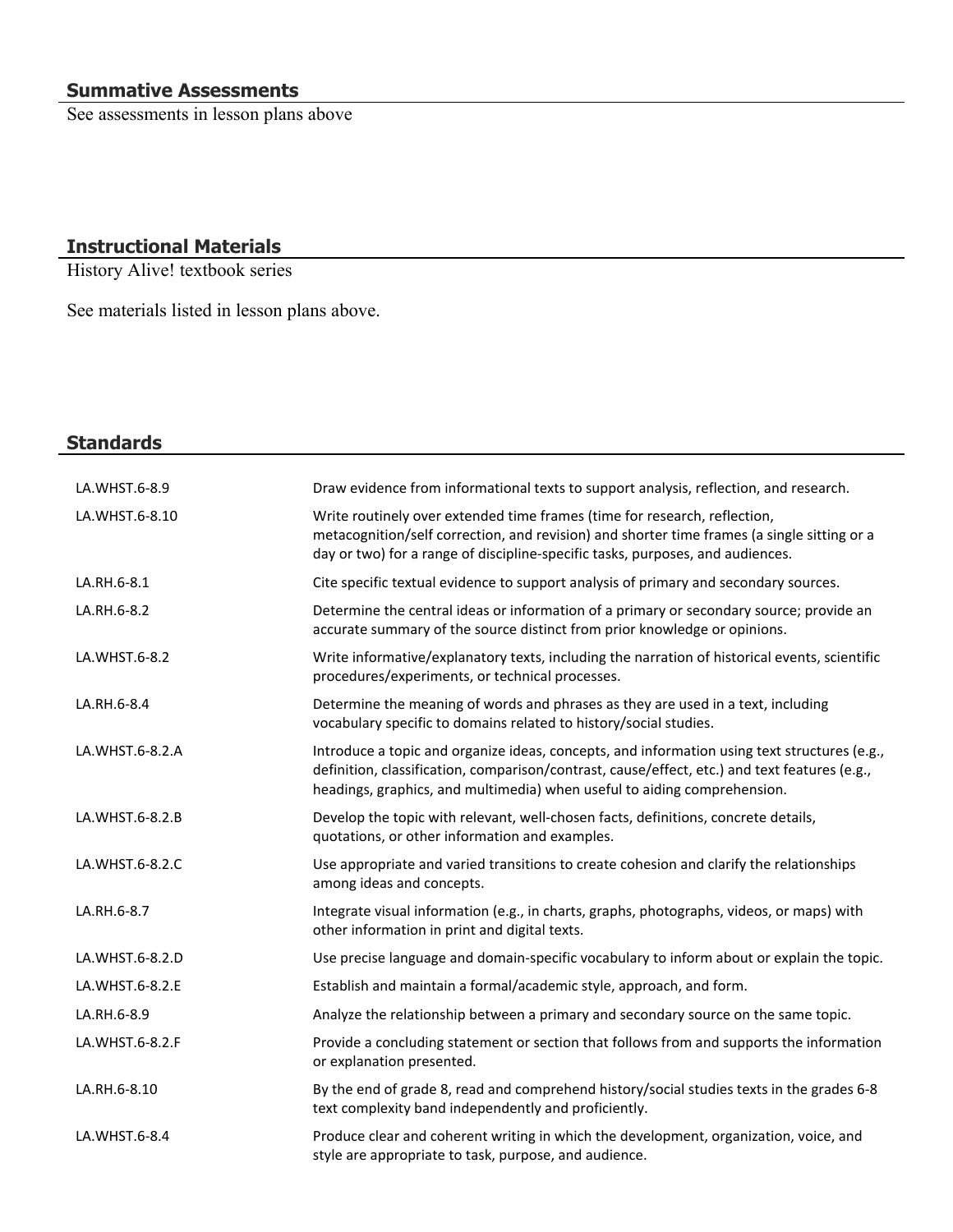## Summative Assessments

See assessments in lesson plans above

## Instructional Materials

History Alive! textbook series

See materials listed in lesson plans above.

## Standards

| | |
|---|---|
| LA.WHST.6-8.9 | Draw evidence from informational texts to support analysis, reflection, and research. |
| LA.WHST.6-8.10 | Write routinely over extended time frames (time for research, reflection, metacognition/self correction, and revision) and shorter time frames (a single sitting or a day or two) for a range of discipline-specific tasks, purposes, and audiences. |
| LA.RH.6-8.1 | Cite specific textual evidence to support analysis of primary and secondary sources. |
| LA.RH.6-8.2 | Determine the central ideas or information of a primary or secondary source; provide an accurate summary of the source distinct from prior knowledge or opinions. |
| LA.WHST.6-8.2 | Write informative/explanatory texts, including the narration of historical events, scientific procedures/experiments, or technical processes. |
| LA.RH.6-8.4 | Determine the meaning of words and phrases as they are used in a text, including vocabulary specific to domains related to history/social studies. |
| LA.WHST.6-8.2.A | Introduce a topic and organize ideas, concepts, and information using text structures (e.g., definition, classification, comparison/contrast, cause/effect, etc.) and text features (e.g., headings, graphics, and multimedia) when useful to aiding comprehension. |
| LA.WHST.6-8.2.B | Develop the topic with relevant, well-chosen facts, definitions, concrete details, quotations, or other information and examples. |
| LA.WHST.6-8.2.C | Use appropriate and varied transitions to create cohesion and clarify the relationships among ideas and concepts. |
| LA.RH.6-8.7 | Integrate visual information (e.g., in charts, graphs, photographs, videos, or maps) with other information in print and digital texts. |
| LA.WHST.6-8.2.D | Use precise language and domain-specific vocabulary to inform about or explain the topic. |
| LA.WHST.6-8.2.E | Establish and maintain a formal/academic style, approach, and form. |
| LA.RH.6-8.9 | Analyze the relationship between a primary and secondary source on the same topic. |
| LA.WHST.6-8.2.F | Provide a concluding statement or section that follows from and supports the information or explanation presented. |
| LA.RH.6-8.10 | By the end of grade 8, read and comprehend history/social studies texts in the grades 6-8 text complexity band independently and proficiently. |
| LA.WHST.6-8.4 | Produce clear and coherent writing in which the development, organization, voice, and style are appropriate to task, purpose, and audience. |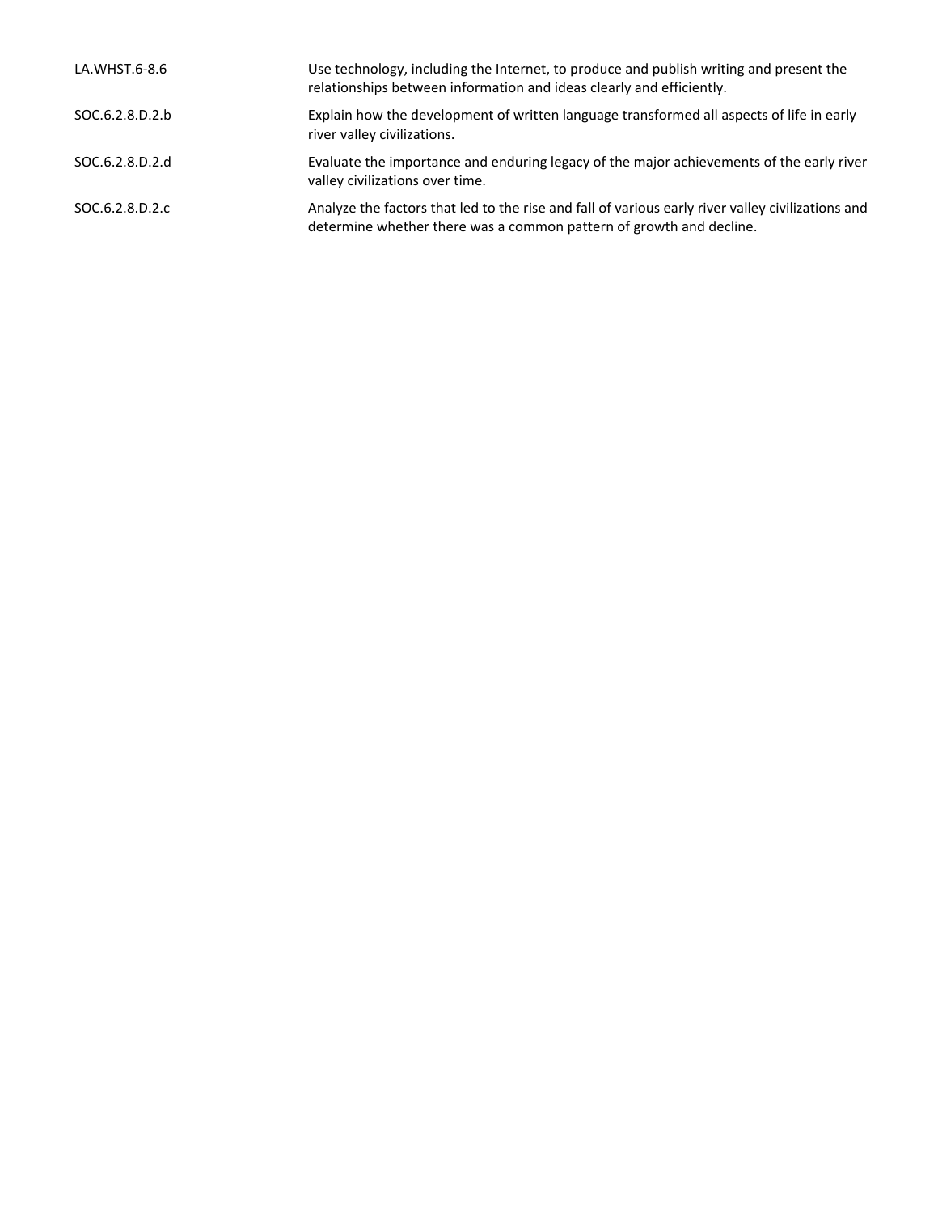| | |
|---|---|
| LA.WHST.6-8.6 | Use technology, including the Internet, to produce and publish writing and present the relationships between information and ideas clearly and efficiently. |
| SOC.6.2.8.D.2.b | Explain how the development of written language transformed all aspects of life in early river valley civilizations. |
| SOC.6.2.8.D.2.d | Evaluate the importance and enduring legacy of the major achievements of the early river valley civilizations over time. |
| SOC.6.2.8.D.2.c | Analyze the factors that led to the rise and fall of various early river valley civilizations and determine whether there was a common pattern of growth and decline. |